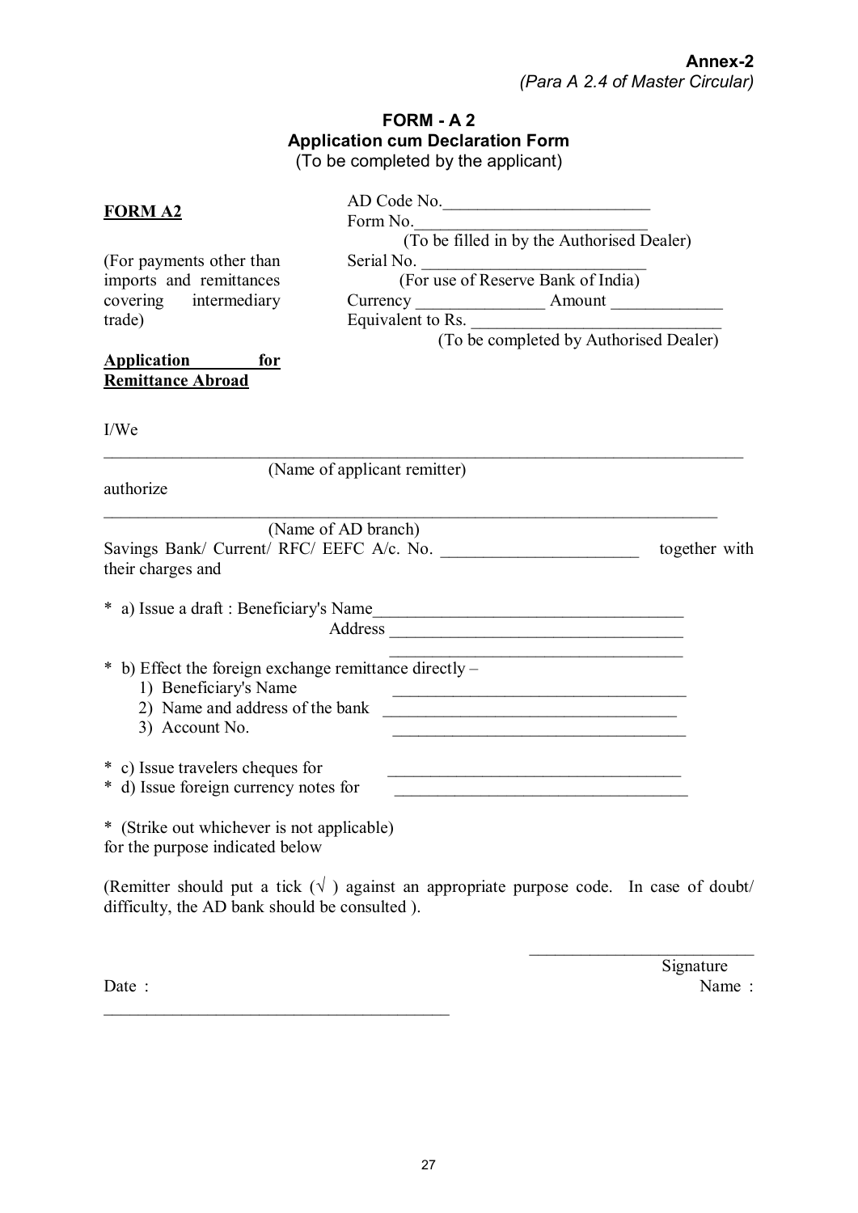**Annex-2**
*(Para A 2.4 of Master Circular)*

# FORM - A 2
## Application cum Declaration Form
(To be completed by the applicant)

**FORM A2**

(For payments other than imports and remittances covering intermediary trade)

**Application for Remittance Abroad**

AD Code No.________________________
Form No.___________________________
(To be filled in by the Authorised Dealer)
Serial No. __________________________
(For use of Reserve Bank of India)
Currency _______________ Amount _____________
Equivalent to Rs. _____________________________
(To be completed by Authorised Dealer)

I/We

__________________________________________________________________________
(Name of applicant remitter)

authorize

__________________________________________________________________________
(Name of AD branch)

Savings Bank/ Current/ RFC/ EEFC A/c. No. _______________________ together with their charges and

* a) Issue a draft : Beneficiary's Name____________________________________
Address ____________________________________
____________________________________

* b) Effect the foreign exchange remittance directly –
1) Beneficiary's Name ____________________________________
2) Name and address of the bank ____________________________________
3) Account No. ____________________________________

* c) Issue travelers cheques for ____________________________________
* d) Issue foreign currency notes for ____________________________________

* (Strike out whichever is not applicable)
for the purpose indicated below

(Remitter should put a tick (√ ) against an appropriate purpose code. In case of doubt/ difficulty, the AD bank should be consulted ).

__________________________
Signature
Name :

Date :

__________________________________________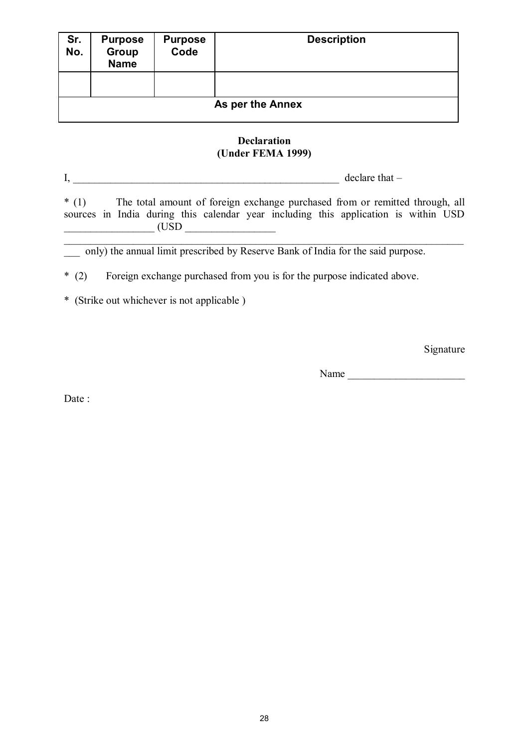| Sr. No. | Purpose Group Name | Purpose Code | Description |
| --- | --- | --- | --- |
| | | | |
| As per the Annex | | | |

**Declaration**
**(Under FEMA 1999)**

I, ____________________________________________________ declare that –

* (1) The total amount of foreign exchange purchased from or remitted through, all sources in India during this calendar year including this application is within USD _________________ (USD _________________ ________________________________________________________________________________ ___ only) the annual limit prescribed by Reserve Bank of India for the said purpose.

* (2) Foreign exchange purchased from you is for the purpose indicated above.

* (Strike out whichever is not applicable )

Signature

Name ______________________

Date :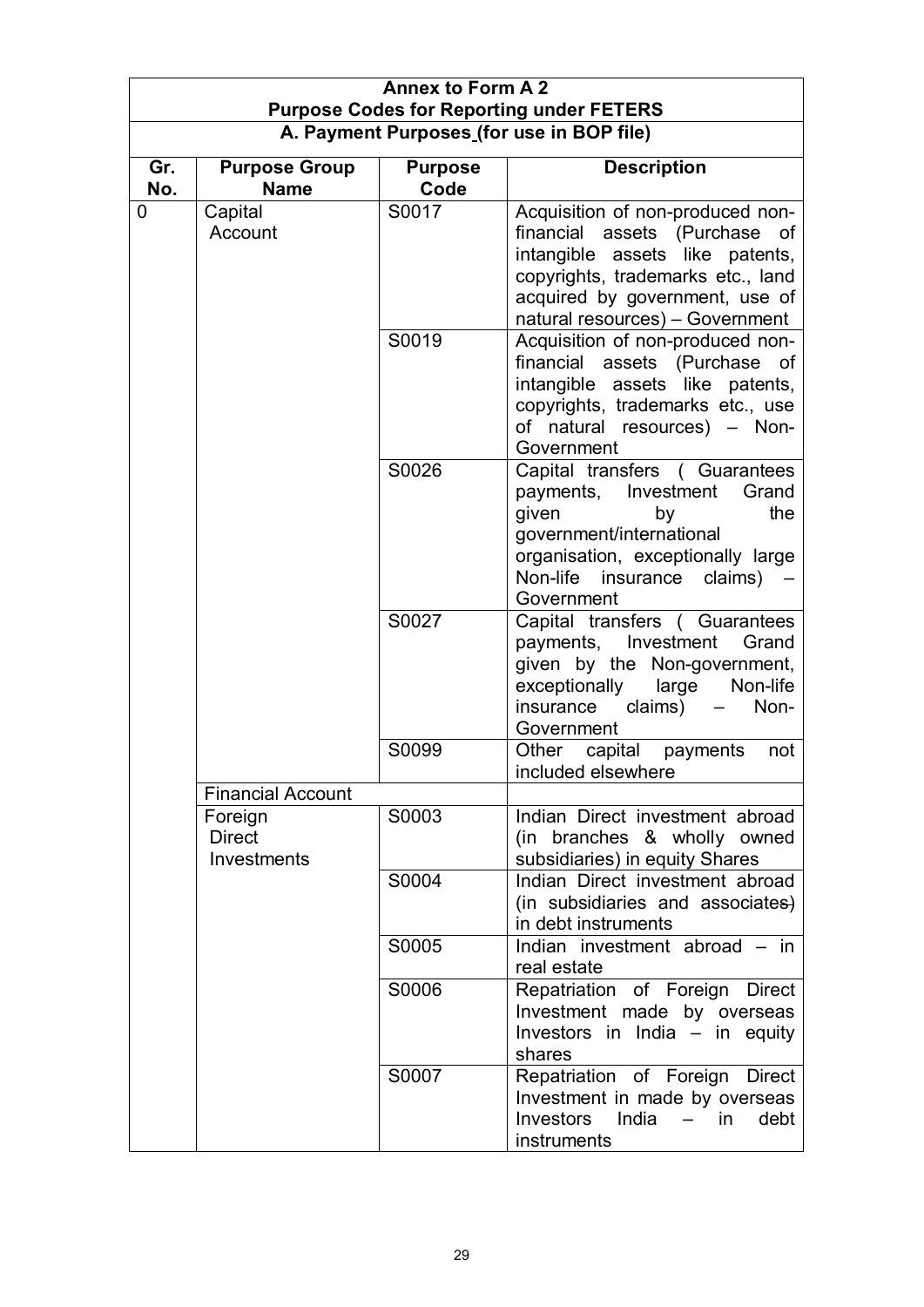| Annex to Form A 2 | | | |
|---|---|---|---|
| **Purpose Codes for Reporting under FETERS** | | | |
| **A. Payment Purposes (for use in BOP file)** | | | |
| **Gr. No.** | **Purpose Group Name** | **Purpose Code** | **Description** |
| 0 | Capital Account | S0017 | Acquisition of non-produced non-financial assets (Purchase of intangible assets like patents, copyrights, trademarks etc., land acquired by government, use of natural resources) – Government |
| | | S0019 | Acquisition of non-produced non-financial assets (Purchase of intangible assets like patents, copyrights, trademarks etc., use of natural resources) – Non-Government |
| | | S0026 | Capital transfers ( Guarantees payments, Investment Grand given by the government/international organisation, exceptionally large Non-life insurance claims) – Government |
| | | S0027 | Capital transfers ( Guarantees payments, Investment Grand given by the Non-government, exceptionally large Non-life insurance claims) – Non-Government |
| | | S0099 | Other capital payments not included elsewhere |
| | Financial Account | | |
| | Foreign Direct Investments | S0003 | Indian Direct investment abroad (in branches & wholly owned subsidiaries) in equity Shares |
| | | S0004 | Indian Direct investment abroad (in subsidiaries and associates) in debt instruments |
| | | S0005 | Indian investment abroad – in real estate |
| | | S0006 | Repatriation of Foreign Direct Investment made by overseas Investors in India – in equity shares |
| | | S0007 | Repatriation of Foreign Direct Investment in made by overseas Investors India – in debt instruments |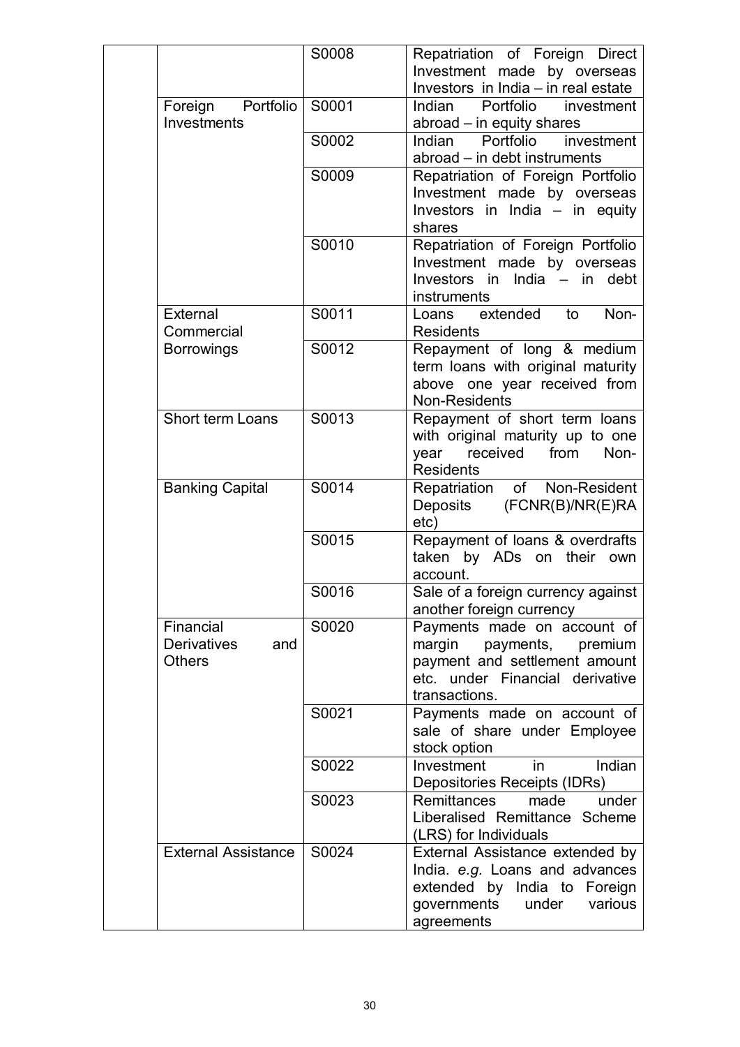| | | | |
|---|---|---|---|
| | | S0008 | Repatriation of Foreign Direct Investment made by overseas Investors in India – in real estate |
| | Foreign Portfolio Investments | S0001 | Indian Portfolio investment abroad – in equity shares |
| | | S0002 | Indian Portfolio investment abroad – in debt instruments |
| | | S0009 | Repatriation of Foreign Portfolio Investment made by overseas Investors in India – in equity shares |
| | | S0010 | Repatriation of Foreign Portfolio Investment made by overseas Investors in India – in debt instruments |
| | External Commercial Borrowings | S0011 | Loans extended to Non-Residents |
| | | S0012 | Repayment of long & medium term loans with original maturity above one year received from Non-Residents |
| | Short term Loans | S0013 | Repayment of short term loans with original maturity up to one year received from Non-Residents |
| | Banking Capital | S0014 | Repatriation of Non-Resident Deposits (FCNR(B)/NR(E)RA etc) |
| | | S0015 | Repayment of loans & overdrafts taken by ADs on their own account. |
| | | S0016 | Sale of a foreign currency against another foreign currency |
| | Financial Derivatives and Others | S0020 | Payments made on account of margin payments, premium payment and settlement amount etc. under Financial derivative transactions. |
| | | S0021 | Payments made on account of sale of share under Employee stock option |
| | | S0022 | Investment in Indian Depositories Receipts (IDRs) |
| | | S0023 | Remittances made under Liberalised Remittance Scheme (LRS) for Individuals |
| | External Assistance | S0024 | External Assistance extended by India. *e.g.* Loans and advances extended by India to Foreign governments under various agreements |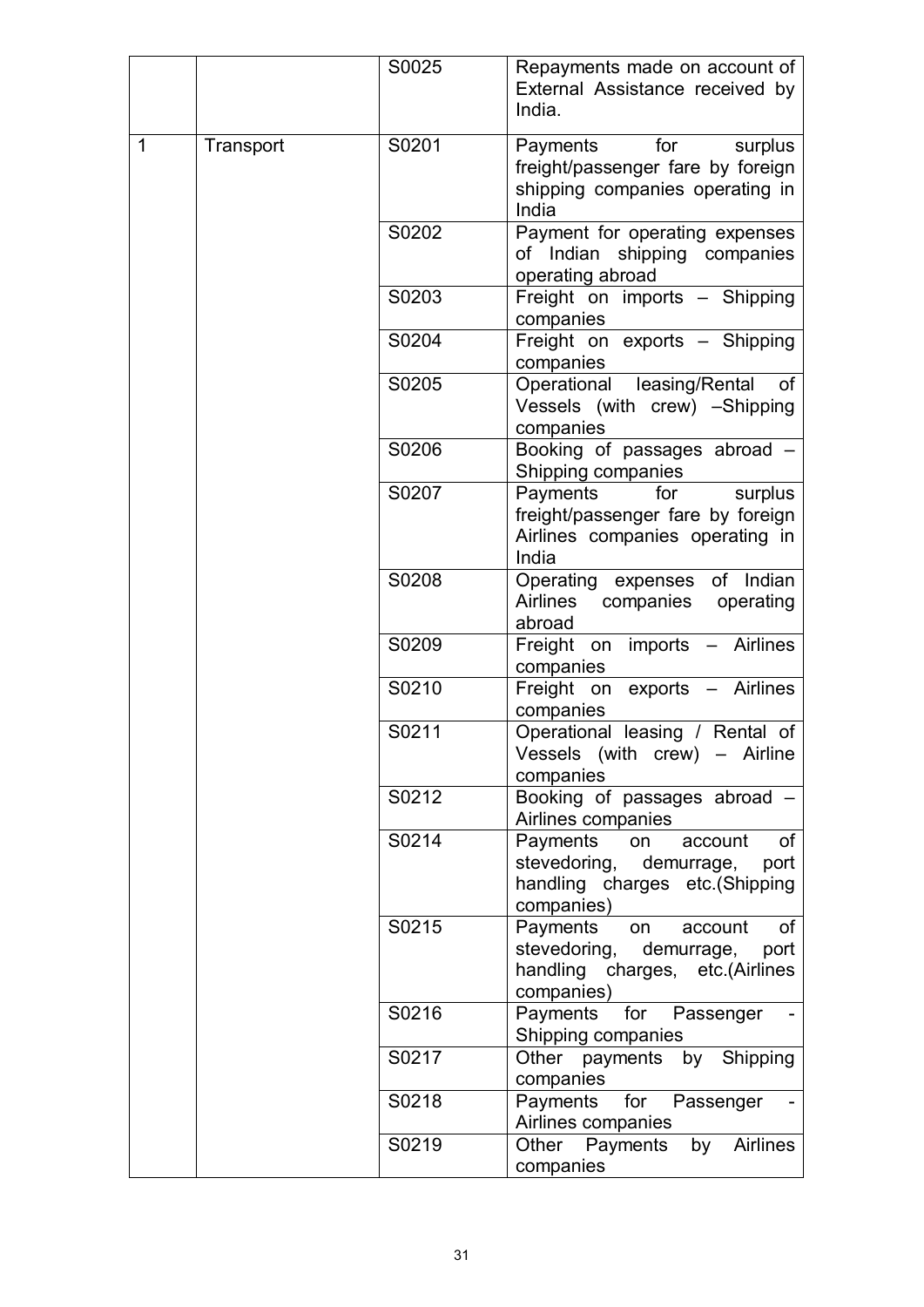| | | | |
|---|---|---|---|
| | | S0025 | Repayments made on account of External Assistance received by India. |
| 1 | Transport | S0201 | Payments for surplus freight/passenger fare by foreign shipping companies operating in India |
| | | S0202 | Payment for operating expenses of Indian shipping companies operating abroad |
| | | S0203 | Freight on imports – Shipping companies |
| | | S0204 | Freight on exports – Shipping companies |
| | | S0205 | Operational leasing/Rental of Vessels (with crew) –Shipping companies |
| | | S0206 | Booking of passages abroad – Shipping companies |
| | | S0207 | Payments for surplus freight/passenger fare by foreign Airlines companies operating in India |
| | | S0208 | Operating expenses of Indian Airlines companies operating abroad |
| | | S0209 | Freight on imports – Airlines companies |
| | | S0210 | Freight on exports – Airlines companies |
| | | S0211 | Operational leasing / Rental of Vessels (with crew) – Airline companies |
| | | S0212 | Booking of passages abroad – Airlines companies |
| | | S0214 | Payments on account of stevedoring, demurrage, port handling charges etc.(Shipping companies) |
| | | S0215 | Payments on account of stevedoring, demurrage, port handling charges, etc.(Airlines companies) |
| | | S0216 | Payments for Passenger - Shipping companies |
| | | S0217 | Other payments by Shipping companies |
| | | S0218 | Payments for Passenger - Airlines companies |
| | | S0219 | Other Payments by Airlines companies |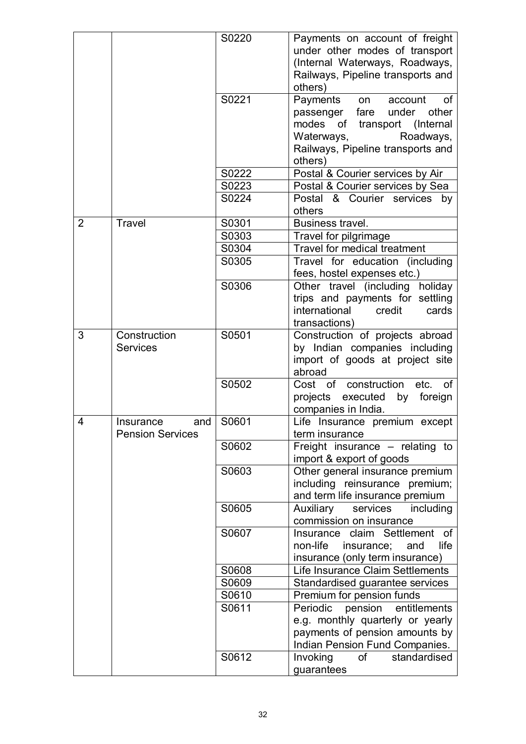| | | S0220 | Payments on account of freight under other modes of transport (Internal Waterways, Roadways, Railways, Pipeline transports and others) |
|---|---|---|---|
| | | S0221 | Payments on account of passenger fare under other modes of transport (Internal Waterways, Roadways, Railways, Pipeline transports and others) |
| | | S0222 | Postal & Courier services by Air |
| | | S0223 | Postal & Courier services by Sea |
| | | S0224 | Postal & Courier services by others |
| 2 | Travel | S0301 | Business travel. |
| | | S0303 | Travel for pilgrimage |
| | | S0304 | Travel for medical treatment |
| | | S0305 | Travel for education (including fees, hostel expenses etc.) |
| | | S0306 | Other travel (including holiday trips and payments for settling international credit cards transactions) |
| 3 | Construction Services | S0501 | Construction of projects abroad by Indian companies including import of goods at project site abroad |
| | | S0502 | Cost of construction etc. of projects executed by foreign companies in India. |
| 4 | Insurance and Pension Services | S0601 | Life Insurance premium except term insurance |
| | | S0602 | Freight insurance – relating to import & export of goods |
| | | S0603 | Other general insurance premium including reinsurance premium; and term life insurance premium |
| | | S0605 | Auxiliary services including commission on insurance |
| | | S0607 | Insurance claim Settlement of non-life insurance; and life insurance (only term insurance) |
| | | S0608 | Life Insurance Claim Settlements |
| | | S0609 | Standardised guarantee services |
| | | S0610 | Premium for pension funds |
| | | S0611 | Periodic pension entitlements e.g. monthly quarterly or yearly payments of pension amounts by Indian Pension Fund Companies. |
| | | S0612 | Invoking of standardised guarantees |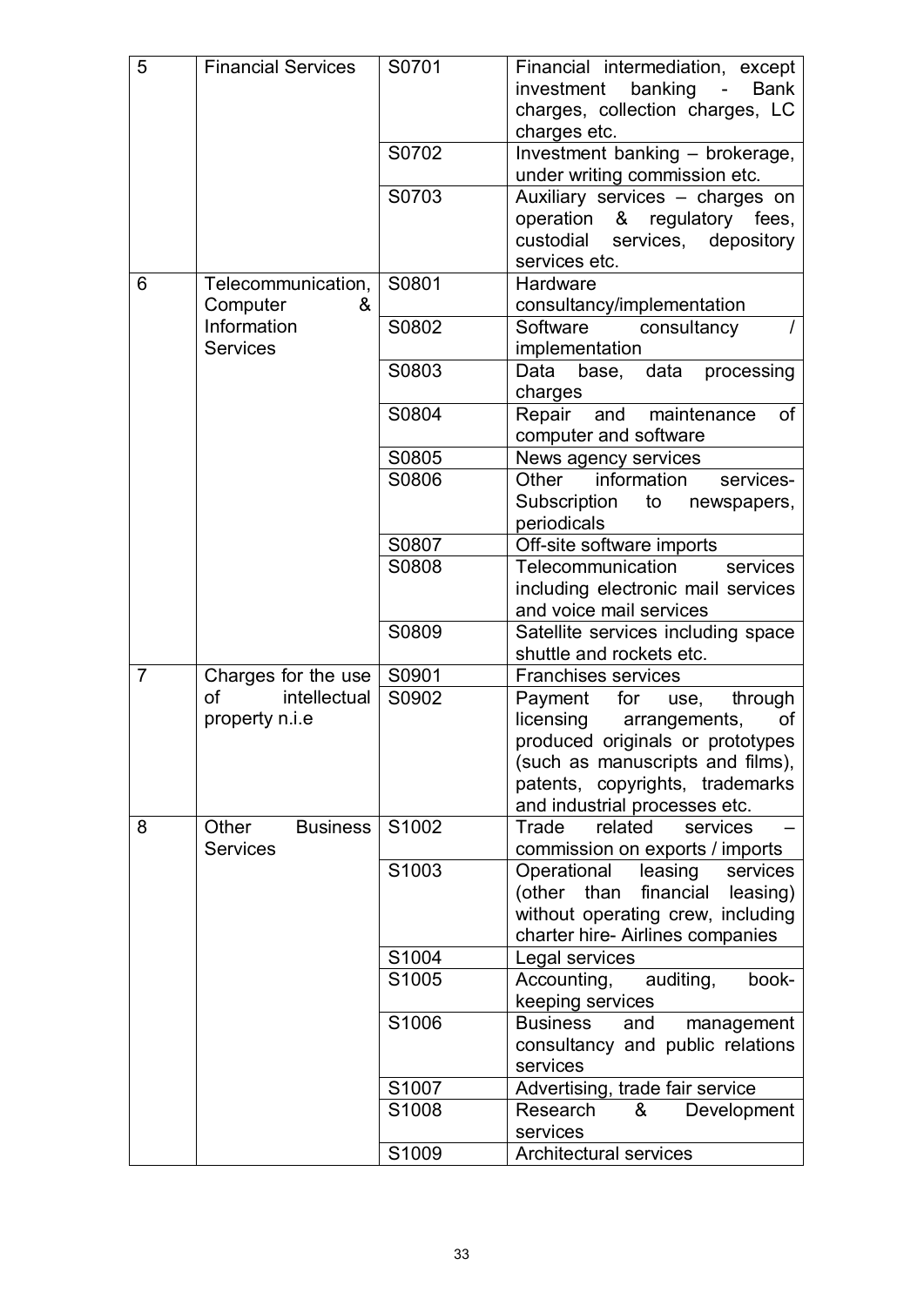| 5 | Financial Services | S0701 | Financial intermediation, except investment banking - Bank charges, collection charges, LC charges etc. |
|---|---|---|---|
| | | S0702 | Investment banking – brokerage, under writing commission etc. |
| | | S0703 | Auxiliary services – charges on operation & regulatory fees, custodial services, depository services etc. |
| 6 | Telecommunication, Computer & Information Services | S0801 | Hardware consultancy/implementation |
| | | S0802 | Software consultancy / implementation |
| | | S0803 | Data base, data processing charges |
| | | S0804 | Repair and maintenance of computer and software |
| | | S0805 | News agency services |
| | | S0806 | Other information services- Subscription to newspapers, periodicals |
| | | S0807 | Off-site software imports |
| | | S0808 | Telecommunication services including electronic mail services and voice mail services |
| | | S0809 | Satellite services including space shuttle and rockets etc. |
| 7 | Charges for the use of intellectual property n.i.e | S0901 | Franchises services |
| | | S0902 | Payment for use, through licensing arrangements, of produced originals or prototypes (such as manuscripts and films), patents, copyrights, trademarks and industrial processes etc. |
| 8 | Other Business Services | S1002 | Trade related services – commission on exports / imports |
| | | S1003 | Operational leasing services (other than financial leasing) without operating crew, including charter hire- Airlines companies |
| | | S1004 | Legal services |
| | | S1005 | Accounting, auditing, book-keeping services |
| | | S1006 | Business and management consultancy and public relations services |
| | | S1007 | Advertising, trade fair service |
| | | S1008 | Research & Development services |
| | | S1009 | Architectural services |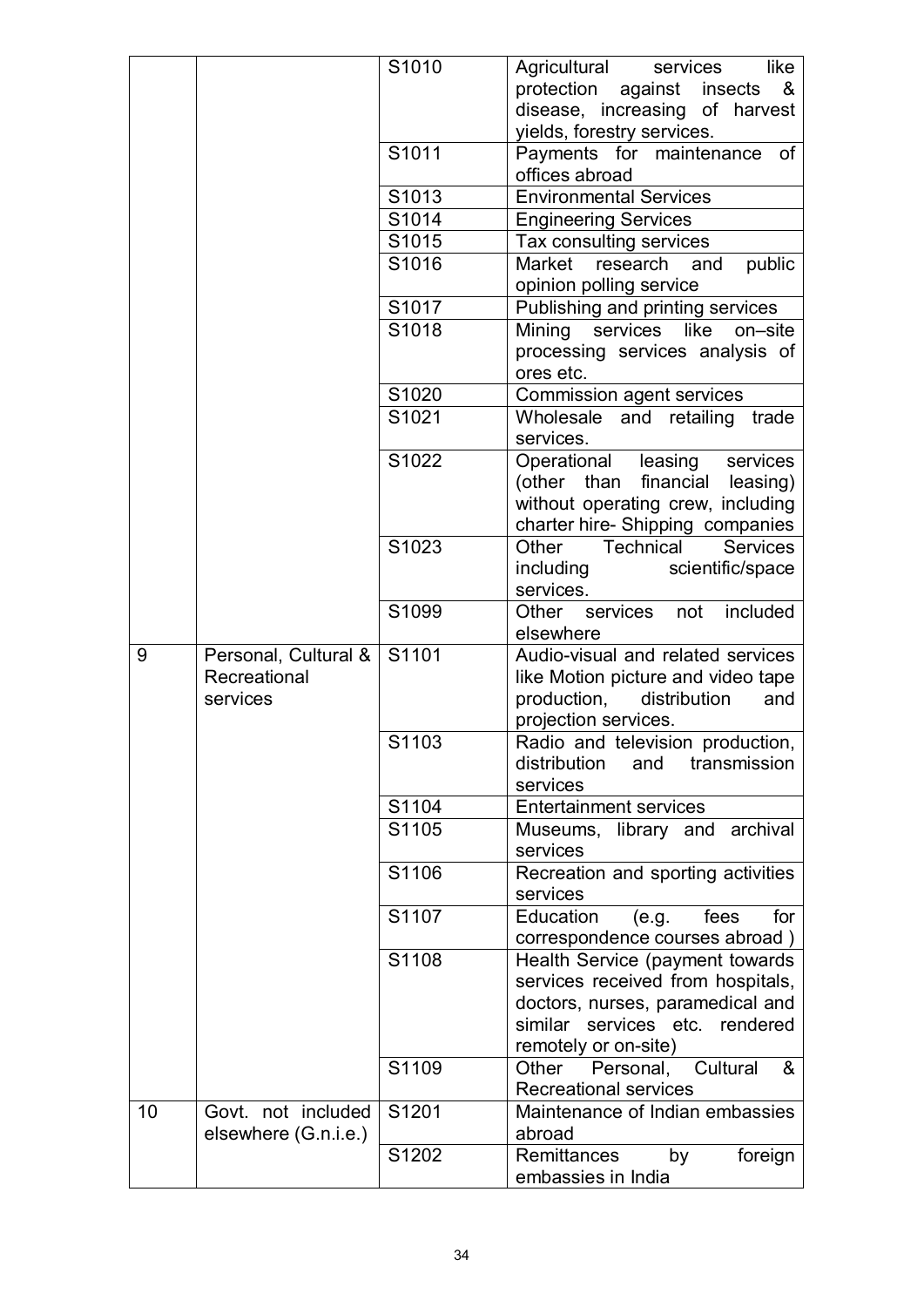| | | | |
|---|---|---|---|
| | | S1010 | Agricultural services like protection against insects & disease, increasing of harvest yields, forestry services. |
| | | S1011 | Payments for maintenance of offices abroad |
| | | S1013 | Environmental Services |
| | | S1014 | Engineering Services |
| | | S1015 | Tax consulting services |
| | | S1016 | Market research and public opinion polling service |
| | | S1017 | Publishing and printing services |
| | | S1018 | Mining services like on–site processing services analysis of ores etc. |
| | | S1020 | Commission agent services |
| | | S1021 | Wholesale and retailing trade services. |
| | | S1022 | Operational leasing services (other than financial leasing) without operating crew, including charter hire- Shipping companies |
| | | S1023 | Other Technical Services including scientific/space services. |
| | | S1099 | Other services not included elsewhere |
| 9 | Personal, Cultural & Recreational services | S1101 | Audio-visual and related services like Motion picture and video tape production, distribution and projection services. |
| | | S1103 | Radio and television production, distribution and transmission services |
| | | S1104 | Entertainment services |
| | | S1105 | Museums, library and archival services |
| | | S1106 | Recreation and sporting activities services |
| | | S1107 | Education (e.g. fees for correspondence courses abroad ) |
| | | S1108 | Health Service (payment towards services received from hospitals, doctors, nurses, paramedical and similar services etc. rendered remotely or on-site) |
| | | S1109 | Other Personal, Cultural & Recreational services |
| 10 | Govt. not included elsewhere (G.n.i.e.) | S1201 | Maintenance of Indian embassies abroad |
| | | S1202 | Remittances by foreign embassies in India |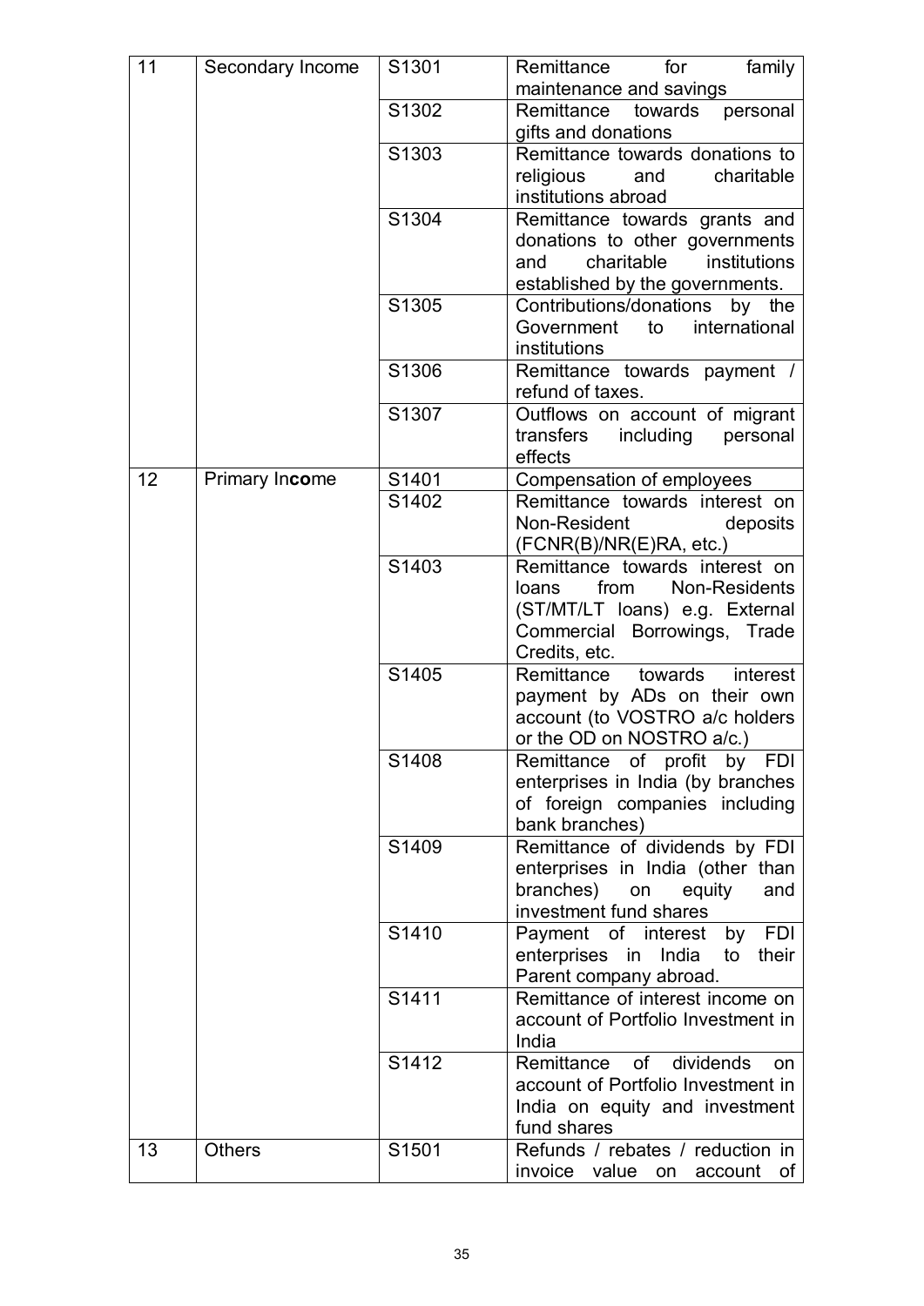| 11 | Secondary Income | S1301 | Remittance for family maintenance and savings |
|---|---|---|---|
| | | S1302 | Remittance towards personal gifts and donations |
| | | S1303 | Remittance towards donations to religious and charitable institutions abroad |
| | | S1304 | Remittance towards grants and donations to other governments and charitable institutions established by the governments. |
| | | S1305 | Contributions/donations by the Government to international institutions |
| | | S1306 | Remittance towards payment / refund of taxes. |
| | | S1307 | Outflows on account of migrant transfers including personal effects |
| 12 | Primary Income | S1401 | Compensation of employees |
| | | S1402 | Remittance towards interest on Non-Resident deposits (FCNR(B)/NR(E)RA, etc.) |
| | | S1403 | Remittance towards interest on loans from Non-Residents (ST/MT/LT loans) e.g. External Commercial Borrowings, Trade Credits, etc. |
| | | S1405 | Remittance towards interest payment by ADs on their own account (to VOSTRO a/c holders or the OD on NOSTRO a/c.) |
| | | S1408 | Remittance of profit by FDI enterprises in India (by branches of foreign companies including bank branches) |
| | | S1409 | Remittance of dividends by FDI enterprises in India (other than branches) on equity and investment fund shares |
| | | S1410 | Payment of interest by FDI enterprises in India to their Parent company abroad. |
| | | S1411 | Remittance of interest income on account of Portfolio Investment in India |
| | | S1412 | Remittance of dividends on account of Portfolio Investment in India on equity and investment fund shares |
| 13 | Others | S1501 | Refunds / rebates / reduction in invoice value on account of |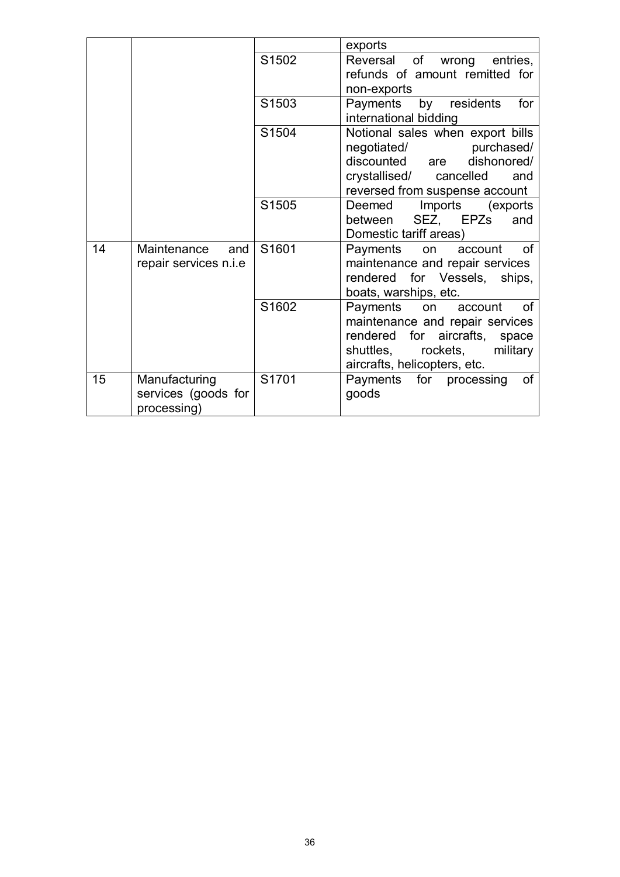| | | | |
|---|---|---|---|
| | | | exports |
| | | S1502 | Reversal of wrong entries, refunds of amount remitted for non-exports |
| | | S1503 | Payments by residents for international bidding |
| | | S1504 | Notional sales when export bills negotiated/ purchased/ discounted are dishonored/ crystallised/ cancelled and reversed from suspense account |
| | | S1505 | Deemed Imports (exports between SEZ, EPZs and Domestic tariff areas) |
| 14 | Maintenance and repair services n.i.e | S1601 | Payments on account of maintenance and repair services rendered for Vessels, ships, boats, warships, etc. |
| | | S1602 | Payments on account of maintenance and repair services rendered for aircrafts, space shuttles, rockets, military aircrafts, helicopters, etc. |
| 15 | Manufacturing services (goods for processing) | S1701 | Payments for processing of goods |